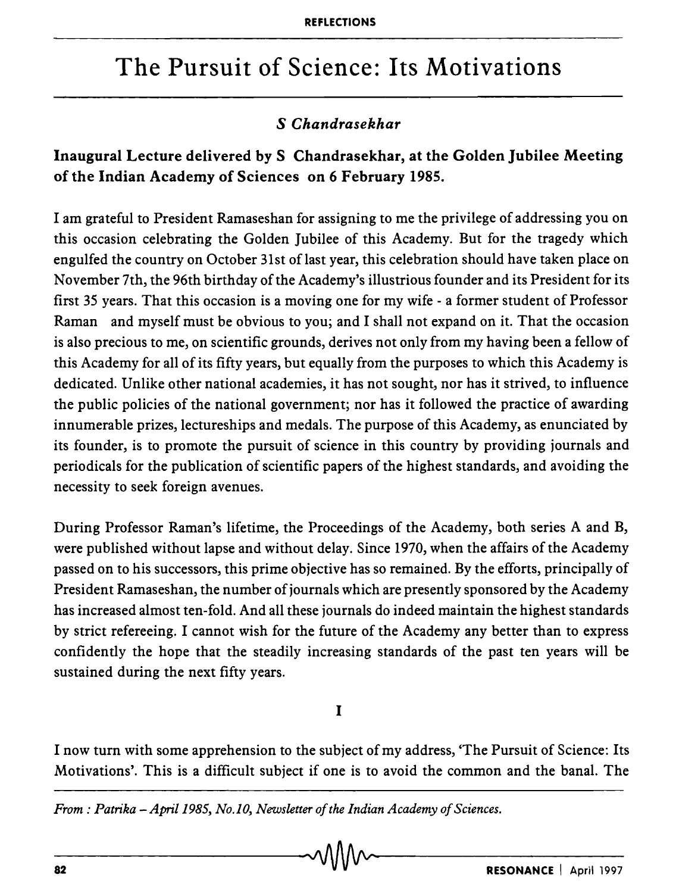# The Pursuit of Science: Its Motivations

### *S Chandrasekhar*

**Inaugural Lecture delivered by S Chandrasekhar, at the Golden Jubilee Meeting of the Indian Academy of Sciences on 6 February 1985.**

I am grateful to President Ramaseshan for assigning to me the privilege of addressing you on this occasion celebrating the Golden Jubilee of this Academy. But for the tragedy which engulfed the country on October 31st of last year, this celebration should have taken place on November 7th, the 96th birthday of the Academy's illustrious founder and its President for its first 35 years. That this occasion is a moving one for my wife - a former student of Professor Raman and myself must be obvious to you; and I shall not expand on it. That the occasion is also precious to me, on scientific grounds, derives not only from my having been a fellow of this Academy for all of its fifty years, but equally from the purposes to which this Academy is dedicated. Unlike other national academies, it has not sought, nor has it strived, to influence the public policies of the national government; nor has it followed the practice of awarding innumerable prizes, lectureships and medals. The purpose of this Academy, as enunciated by its founder, is to promote the pursuit of science in this country by providing journals and periodicals for the publication of scientific papers of the highest standards, and avoiding the necessity to seek foreign avenues.

During Professor Raman's lifetime, the Proceedings of the Academy, both series A and B, were published without lapse and without delay. Since 1970, when the affairs of the Academy passed on to his successors, this prime objective has so remained. By the efforts, principally of President Ramaseshan, the number of journals which are presently sponsored by the Academy has increased almost ten-fold. And all these journals do indeed maintain the highest standards by strict refereeing. I cannot wish for the future of the Academy any better than to express confidently the hope that the steadily increasing standards of the past ten years will be sustained during the next fifty years.

## I

I now turn with some apprehension to the subject of my address, 'The Pursuit of Science: Its Motivations'. This is a difficult subject if one is to avoid the common and the banal. The

*From : Patrika – April 1985, No.10, Newsletter of the Indian Academy of Sciences.*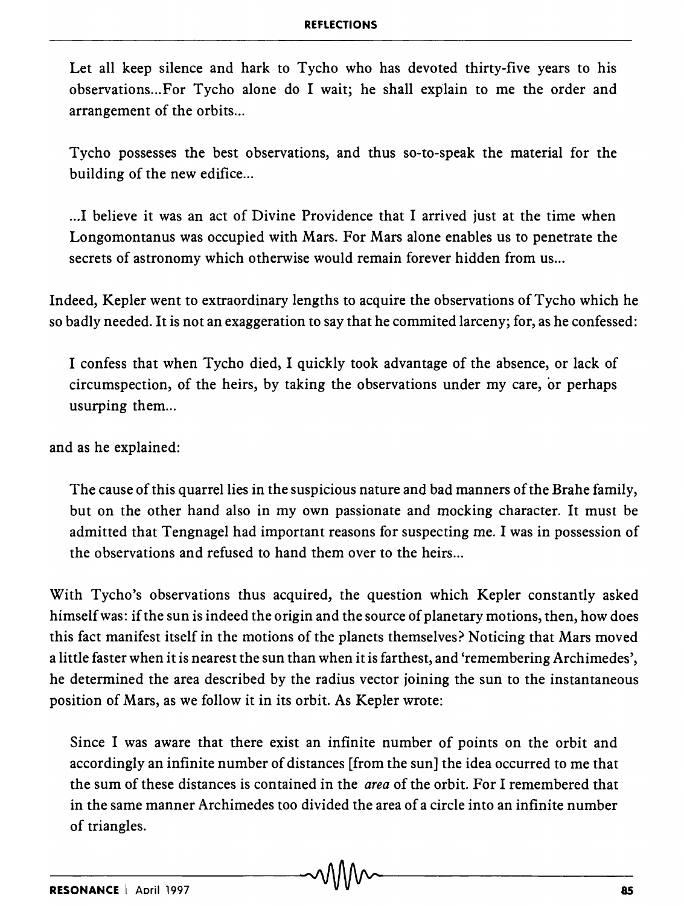> Let all keep silence and hark to Tycho who has devoted thirty-five years to his observations...For Tycho alone do I wait; he shall explain to me the order and arrangement of the orbits...
>
> Tycho possesses the best observations, and thus so-to-speak the material for the building of the new edifice...
>
> ...I believe it was an act of Divine Providence that I arrived just at the time when Longomontanus was occupied with Mars. For Mars alone enables us to penetrate the secrets of astronomy which otherwise would remain forever hidden from us...

Indeed, Kepler went to extraordinary lengths to acquire the observations of Tycho which he so badly needed. It is not an exaggeration to say that he commited larceny; for, as he confessed:

> I confess that when Tycho died, I quickly took advantage of the absence, or lack of circumspection, of the heirs, by taking the observations under my care, or perhaps usurping them...

and as he explained:

> The cause of this quarrel lies in the suspicious nature and bad manners of the Brahe family, but on the other hand also in my own passionate and mocking character. It must be admitted that Tengnagel had important reasons for suspecting me. I was in possession of the observations and refused to hand them over to the heirs...

With Tycho's observations thus acquired, the question which Kepler constantly asked himself was: if the sun is indeed the origin and the source of planetary motions, then, how does this fact manifest itself in the motions of the planets themselves? Noticing that Mars moved a little faster when it is nearest the sun than when it is farthest, and 'remembering Archimedes', he determined the area described by the radius vector joining the sun to the instantaneous position of Mars, as we follow it in its orbit. As Kepler wrote:

> Since I was aware that there exist an infinite number of points on the orbit and accordingly an infinite number of distances [from the sun] the idea occurred to me that the sum of these distances is contained in the *area* of the orbit. For I remembered that in the same manner Archimedes too divided the area of a circle into an infinite number of triangles.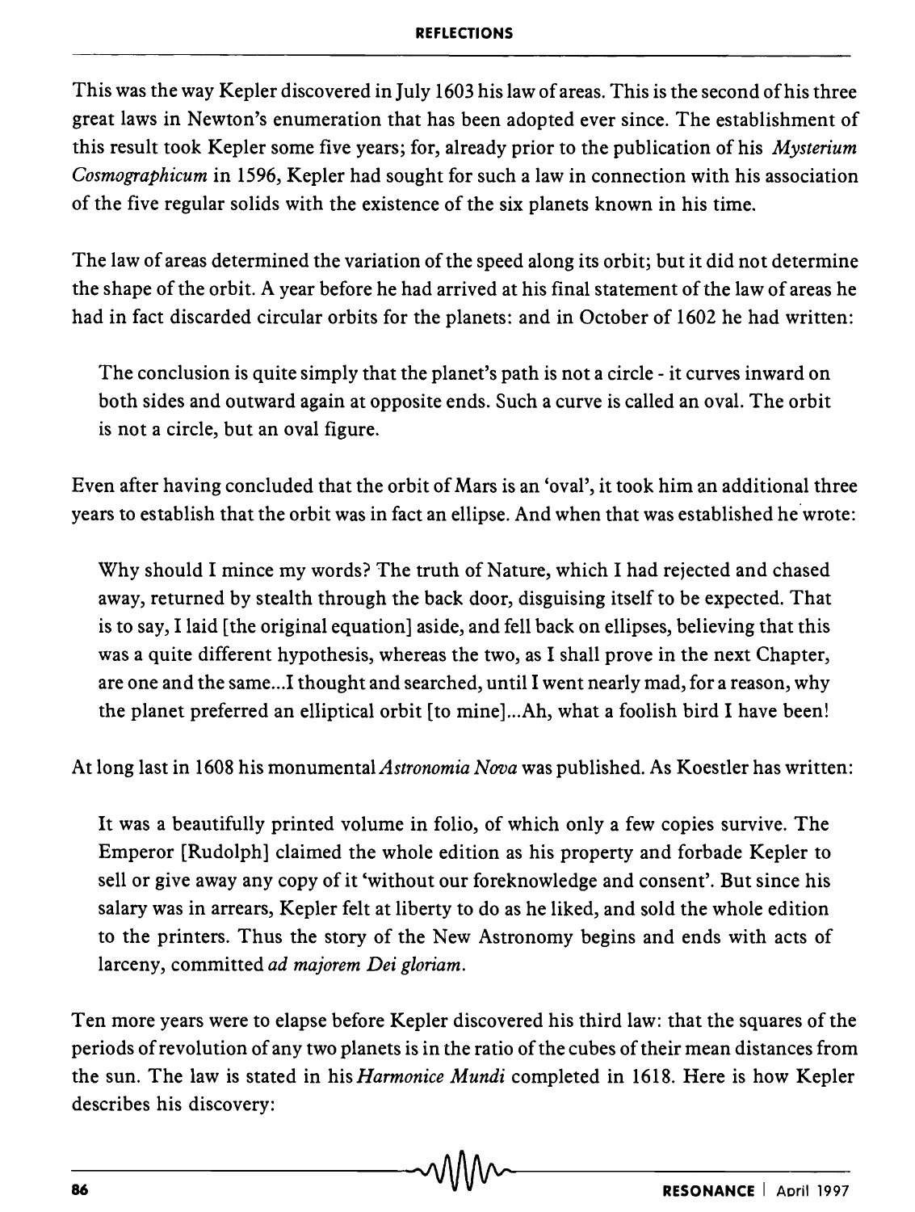This was the way Kepler discovered in July 1603 his law of areas. This is the second of his three great laws in Newton's enumeration that has been adopted ever since. The establishment of this result took Kepler some five years; for, already prior to the publication of his *Mysterium Cosmographicum* in 1596, Kepler had sought for such a law in connection with his association of the five regular solids with the existence of the six planets known in his time.

The law of areas determined the variation of the speed along its orbit; but it did not determine the shape of the orbit. A year before he had arrived at his final statement of the law of areas he had in fact discarded circular orbits for the planets: and in October of 1602 he had written:

> The conclusion is quite simply that the planet's path is not a circle - it curves inward on both sides and outward again at opposite ends. Such a curve is called an oval. The orbit is not a circle, but an oval figure.

Even after having concluded that the orbit of Mars is an 'oval', it took him an additional three years to establish that the orbit was in fact an ellipse. And when that was established he wrote:

> Why should I mince my words? The truth of Nature, which I had rejected and chased away, returned by stealth through the back door, disguising itself to be expected. That is to say, I laid [the original equation] aside, and fell back on ellipses, believing that this was a quite different hypothesis, whereas the two, as I shall prove in the next Chapter, are one and the same...I thought and searched, until I went nearly mad, for a reason, why the planet preferred an elliptical orbit [to mine]...Ah, what a foolish bird I have been!

At long last in 1608 his monumental *Astronomia Nova* was published. As Koestler has written:

> It was a beautifully printed volume in folio, of which only a few copies survive. The Emperor [Rudolph] claimed the whole edition as his property and forbade Kepler to sell or give away any copy of it 'without our foreknowledge and consent'. But since his salary was in arrears, Kepler felt at liberty to do as he liked, and sold the whole edition to the printers. Thus the story of the New Astronomy begins and ends with acts of larceny, committed *ad majorem Dei gloriam*.

Ten more years were to elapse before Kepler discovered his third law: that the squares of the periods of revolution of any two planets is in the ratio of the cubes of their mean distances from the sun. The law is stated in his *Harmonice Mundi* completed in 1618. Here is how Kepler describes his discovery: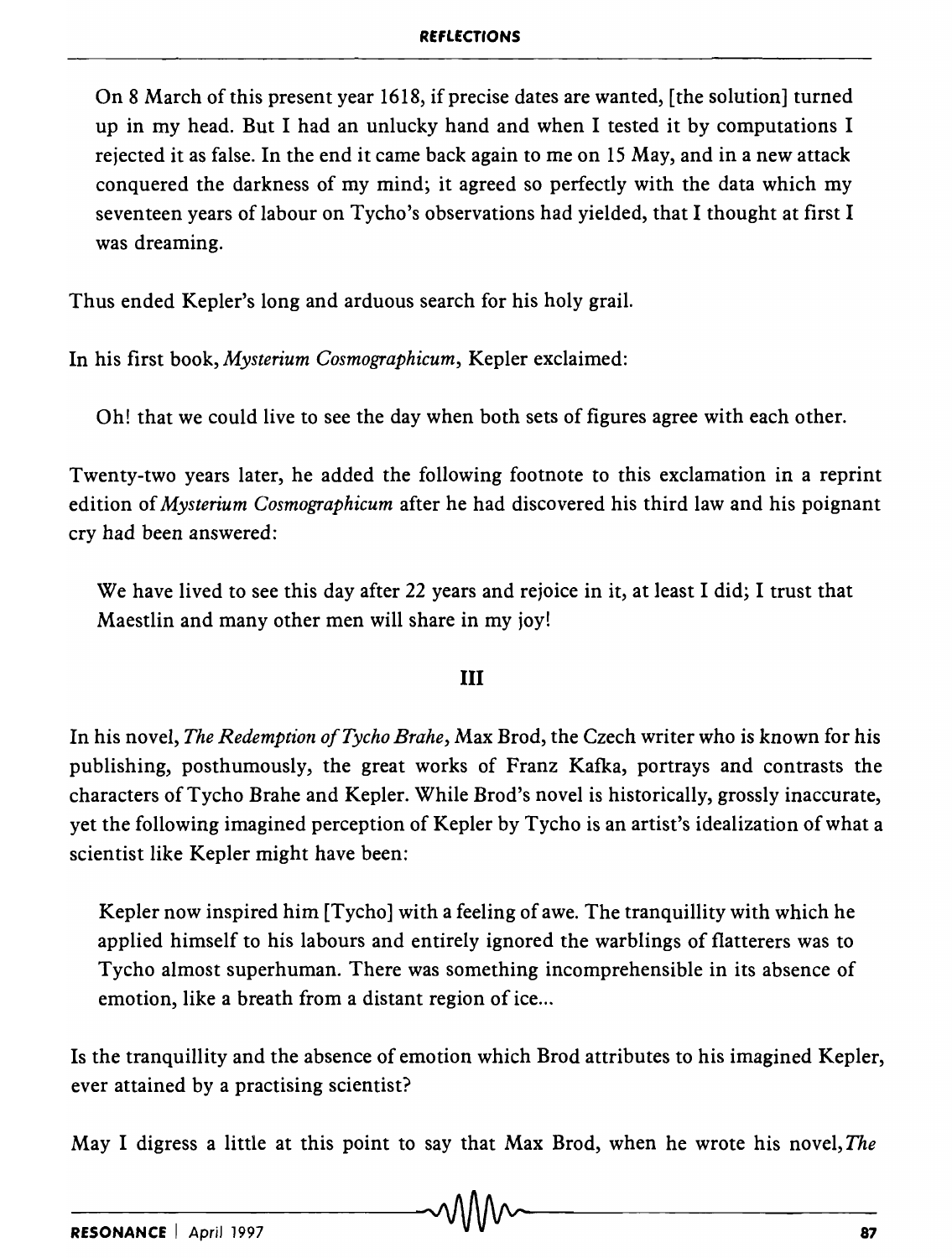> On 8 March of this present year 1618, if precise dates are wanted, [the solution] turned up in my head. But I had an unlucky hand and when I tested it by computations I rejected it as false. In the end it came back again to me on 15 May, and in a new attack conquered the darkness of my mind; it agreed so perfectly with the data which my seventeen years of labour on Tycho's observations had yielded, that I thought at first I was dreaming.

Thus ended Kepler's long and arduous search for his holy grail.

In his first book, *Mysterium Cosmographicum*, Kepler exclaimed:

> Oh! that we could live to see the day when both sets of figures agree with each other.

Twenty-two years later, he added the following footnote to this exclamation in a reprint edition of *Mysterium Cosmographicum* after he had discovered his third law and his poignant cry had been answered:

> We have lived to see this day after 22 years and rejoice in it, at least I did; I trust that Maestlin and many other men will share in my joy!

## III

In his novel, *The Redemption of Tycho Brahe*, Max Brod, the Czech writer who is known for his publishing, posthumously, the great works of Franz Kafka, portrays and contrasts the characters of Tycho Brahe and Kepler. While Brod's novel is historically, grossly inaccurate, yet the following imagined perception of Kepler by Tycho is an artist's idealization of what a scientist like Kepler might have been:

> Kepler now inspired him [Tycho] with a feeling of awe. The tranquillity with which he applied himself to his labours and entirely ignored the warblings of flatterers was to Tycho almost superhuman. There was something incomprehensible in its absence of emotion, like a breath from a distant region of ice...

Is the tranquillity and the absence of emotion which Brod attributes to his imagined Kepler, ever attained by a practising scientist?

May I digress a little at this point to say that Max Brod, when he wrote his novel, *The*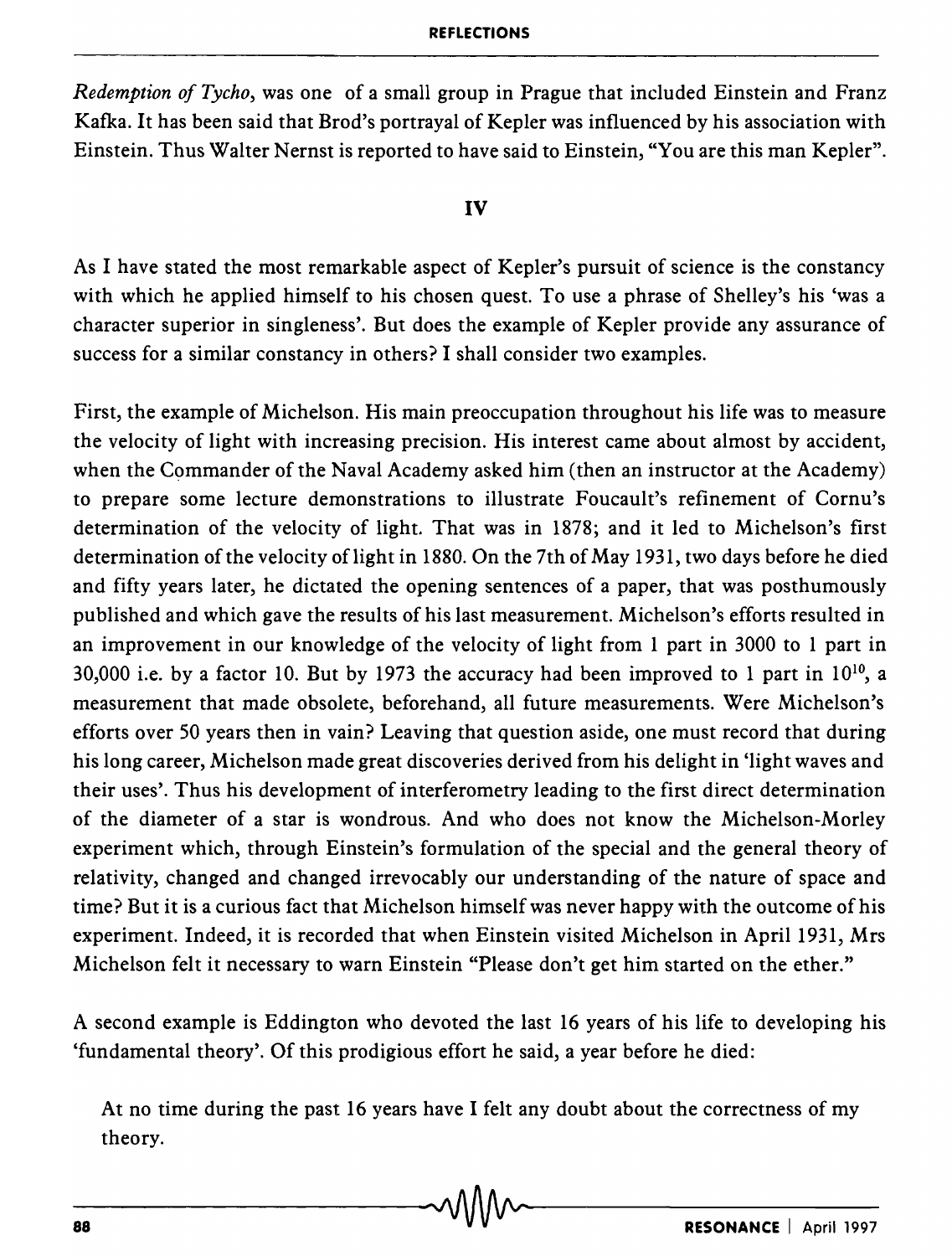*Redemption of Tycho*, was one of a small group in Prague that included Einstein and Franz Kafka. It has been said that Brod's portrayal of Kepler was influenced by his association with Einstein. Thus Walter Nernst is reported to have said to Einstein, "You are this man Kepler".

## IV

As I have stated the most remarkable aspect of Kepler's pursuit of science is the constancy with which he applied himself to his chosen quest. To use a phrase of Shelley's his 'was a character superior in singleness'. But does the example of Kepler provide any assurance of success for a similar constancy in others? I shall consider two examples.

First, the example of Michelson. His main preoccupation throughout his life was to measure the velocity of light with increasing precision. His interest came about almost by accident, when the Commander of the Naval Academy asked him (then an instructor at the Academy) to prepare some lecture demonstrations to illustrate Foucault's refinement of Cornu's determination of the velocity of light. That was in 1878; and it led to Michelson's first determination of the velocity of light in 1880. On the 7th of May 1931, two days before he died and fifty years later, he dictated the opening sentences of a paper, that was posthumously published and which gave the results of his last measurement. Michelson's efforts resulted in an improvement in our knowledge of the velocity of light from 1 part in 3000 to 1 part in 30,000 i.e. by a factor 10. But by 1973 the accuracy had been improved to 1 part in $10^{10}$, a measurement that made obsolete, beforehand, all future measurements. Were Michelson's efforts over 50 years then in vain? Leaving that question aside, one must record that during his long career, Michelson made great discoveries derived from his delight in 'light waves and their uses'. Thus his development of interferometry leading to the first direct determination of the diameter of a star is wondrous. And who does not know the Michelson-Morley experiment which, through Einstein's formulation of the special and the general theory of relativity, changed and changed irrevocably our understanding of the nature of space and time? But it is a curious fact that Michelson himself was never happy with the outcome of his experiment. Indeed, it is recorded that when Einstein visited Michelson in April 1931, Mrs Michelson felt it necessary to warn Einstein "Please don't get him started on the ether."

A second example is Eddington who devoted the last 16 years of his life to developing his 'fundamental theory'. Of this prodigious effort he said, a year before he died:

> At no time during the past 16 years have I felt any doubt about the correctness of my theory.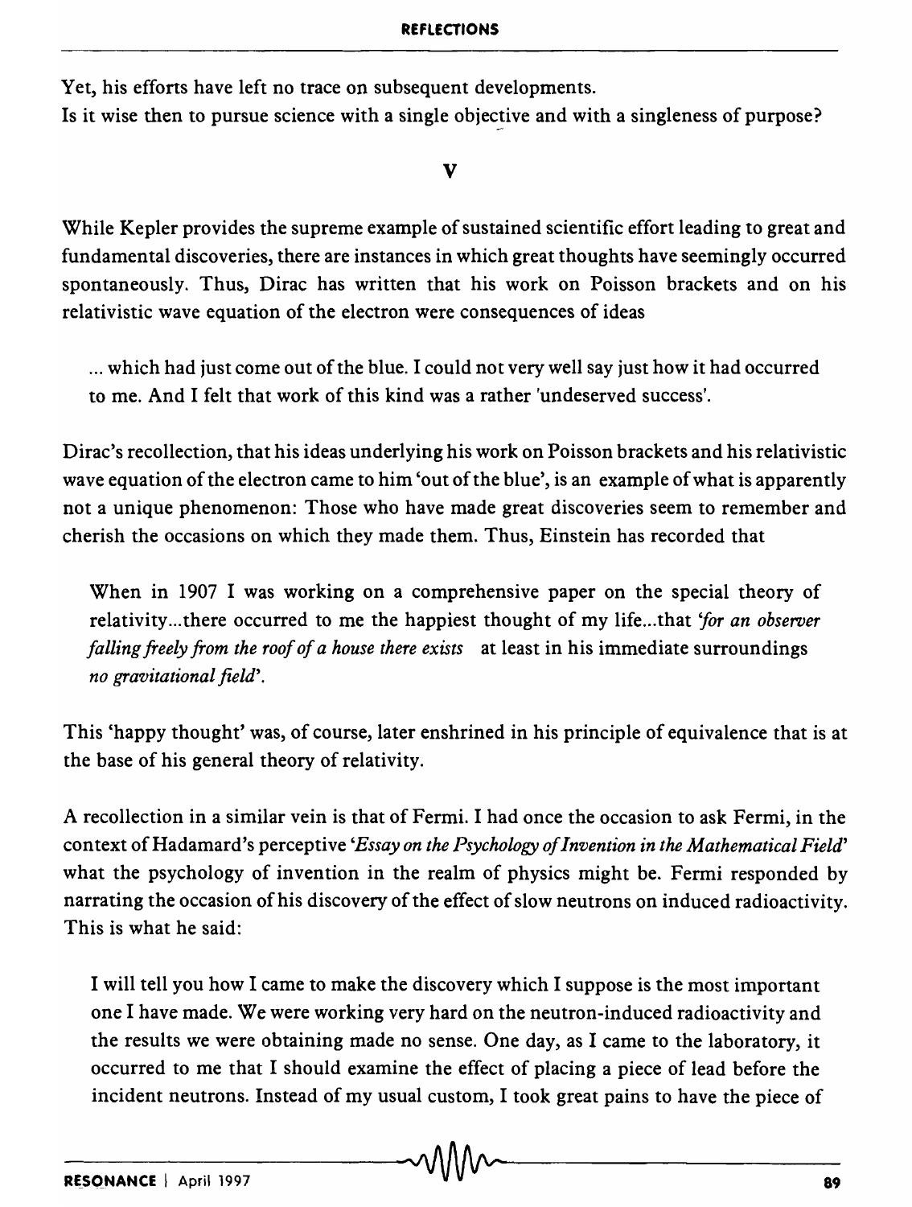Yet, his efforts have left no trace on subsequent developments.
Is it wise then to pursue science with a single objective and with a singleness of purpose?

## V

While Kepler provides the supreme example of sustained scientific effort leading to great and fundamental discoveries, there are instances in which great thoughts have seemingly occurred spontaneously. Thus, Dirac has written that his work on Poisson brackets and on his relativistic wave equation of the electron were consequences of ideas

> ... which had just come out of the blue. I could not very well say just how it had occurred to me. And I felt that work of this kind was a rather 'undeserved success'.

Dirac's recollection, that his ideas underlying his work on Poisson brackets and his relativistic wave equation of the electron came to him 'out of the blue', is an example of what is apparently not a unique phenomenon: Those who have made great discoveries seem to remember and cherish the occasions on which they made them. Thus, Einstein has recorded that

> When in 1907 I was working on a comprehensive paper on the special theory of relativity...there occurred to me the happiest thought of my life...that *'for an observer falling freely from the roof of a house there exists* at least in his immediate surroundings *no gravitational field'*.

This 'happy thought' was, of course, later enshrined in his principle of equivalence that is at the base of his general theory of relativity.

A recollection in a similar vein is that of Fermi. I had once the occasion to ask Fermi, in the context of Hadamard's perceptive *'Essay on the Psychology of Invention in the Mathematical Field'* what the psychology of invention in the realm of physics might be. Fermi responded by narrating the occasion of his discovery of the effect of slow neutrons on induced radioactivity. This is what he said:

> I will tell you how I came to make the discovery which I suppose is the most important one I have made. We were working very hard on the neutron-induced radioactivity and the results we were obtaining made no sense. One day, as I came to the laboratory, it occurred to me that I should examine the effect of placing a piece of lead before the incident neutrons. Instead of my usual custom, I took great pains to have the piece of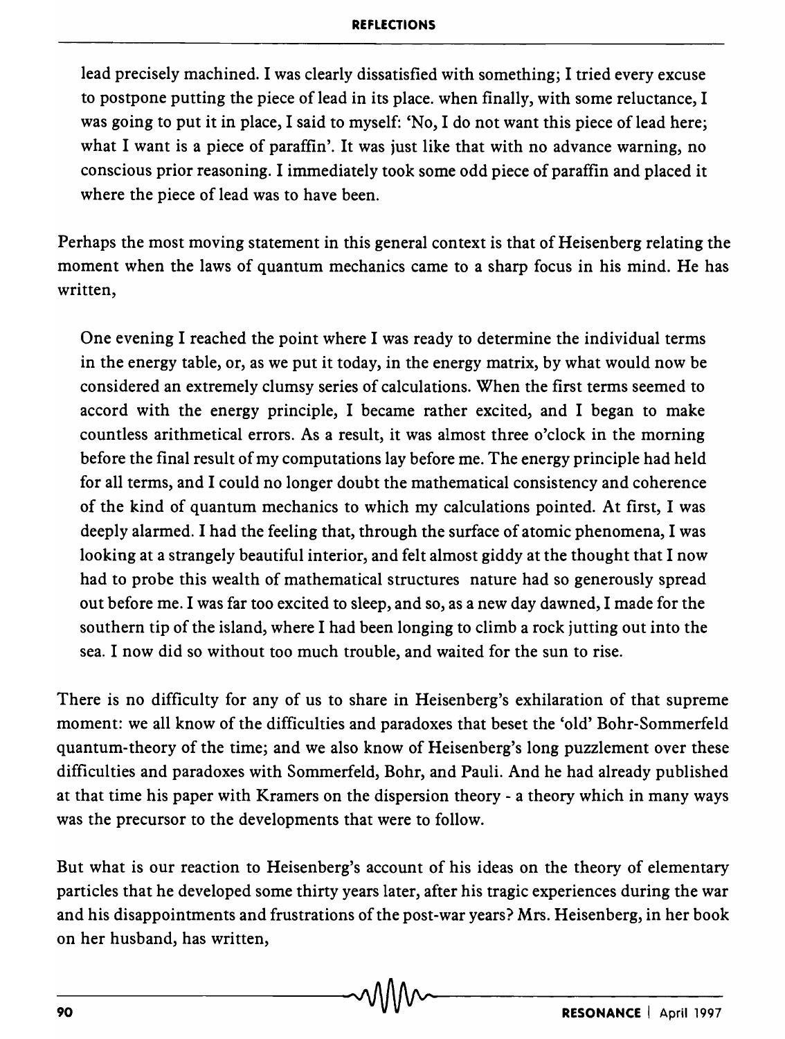lead precisely machined. I was clearly dissatisfied with something; I tried every excuse to postpone putting the piece of lead in its place. when finally, with some reluctance, I was going to put it in place, I said to myself: 'No, I do not want this piece of lead here; what I want is a piece of paraffin'. It was just like that with no advance warning, no conscious prior reasoning. I immediately took some odd piece of paraffin and placed it where the piece of lead was to have been.

Perhaps the most moving statement in this general context is that of Heisenberg relating the moment when the laws of quantum mechanics came to a sharp focus in his mind. He has written,

> One evening I reached the point where I was ready to determine the individual terms in the energy table, or, as we put it today, in the energy matrix, by what would now be considered an extremely clumsy series of calculations. When the first terms seemed to accord with the energy principle, I became rather excited, and I began to make countless arithmetical errors. As a result, it was almost three o'clock in the morning before the final result of my computations lay before me. The energy principle had held for all terms, and I could no longer doubt the mathematical consistency and coherence of the kind of quantum mechanics to which my calculations pointed. At first, I was deeply alarmed. I had the feeling that, through the surface of atomic phenomena, I was looking at a strangely beautiful interior, and felt almost giddy at the thought that I now had to probe this wealth of mathematical structures nature had so generously spread out before me. I was far too excited to sleep, and so, as a new day dawned, I made for the southern tip of the island, where I had been longing to climb a rock jutting out into the sea. I now did so without too much trouble, and waited for the sun to rise.

There is no difficulty for any of us to share in Heisenberg's exhilaration of that supreme moment: we all know of the difficulties and paradoxes that beset the 'old' Bohr-Sommerfeld quantum-theory of the time; and we also know of Heisenberg's long puzzlement over these difficulties and paradoxes with Sommerfeld, Bohr, and Pauli. And he had already published at that time his paper with Kramers on the dispersion theory - a theory which in many ways was the precursor to the developments that were to follow.

But what is our reaction to Heisenberg's account of his ideas on the theory of elementary particles that he developed some thirty years later, after his tragic experiences during the war and his disappointments and frustrations of the post-war years? Mrs. Heisenberg, in her book on her husband, has written,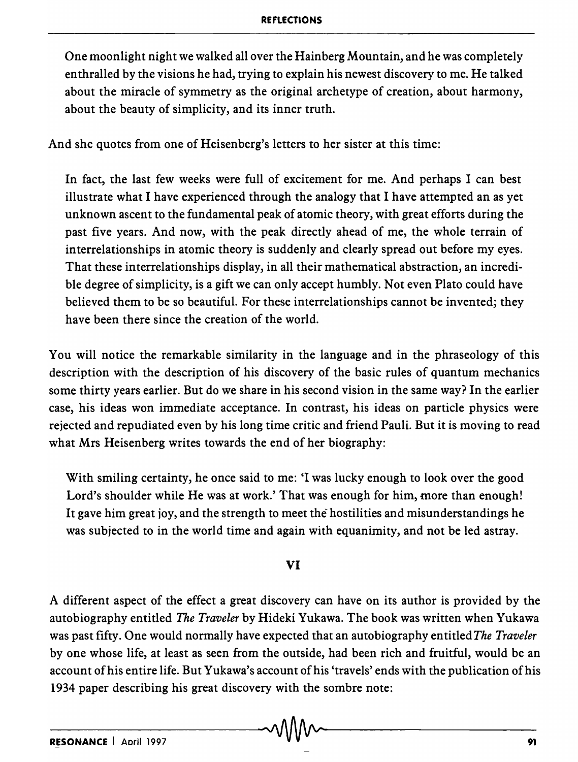> One moonlight night we walked all over the Hainberg Mountain, and he was completely enthralled by the visions he had, trying to explain his newest discovery to me. He talked about the miracle of symmetry as the original archetype of creation, about harmony, about the beauty of simplicity, and its inner truth.

And she quotes from one of Heisenberg's letters to her sister at this time:

> In fact, the last few weeks were full of excitement for me. And perhaps I can best illustrate what I have experienced through the analogy that I have attempted an as yet unknown ascent to the fundamental peak of atomic theory, with great efforts during the past five years. And now, with the peak directly ahead of me, the whole terrain of interrelationships in atomic theory is suddenly and clearly spread out before my eyes. That these interrelationships display, in all their mathematical abstraction, an incredible degree of simplicity, is a gift we can only accept humbly. Not even Plato could have believed them to be so beautiful. For these interrelationships cannot be invented; they have been there since the creation of the world.

You will notice the remarkable similarity in the language and in the phraseology of this description with the description of his discovery of the basic rules of quantum mechanics some thirty years earlier. But do we share in his second vision in the same way? In the earlier case, his ideas won immediate acceptance. In contrast, his ideas on particle physics were rejected and repudiated even by his long time critic and friend Pauli. But it is moving to read what Mrs Heisenberg writes towards the end of her biography:

> With smiling certainty, he once said to me: 'I was lucky enough to look over the good Lord's shoulder while He was at work.' That was enough for him, more than enough! It gave him great joy, and the strength to meet the hostilities and misunderstandings he was subjected to in the world time and again with equanimity, and not be led astray.

## VI

A different aspect of the effect a great discovery can have on its author is provided by the autobiography entitled *The Traveler* by Hideki Yukawa. The book was written when Yukawa was past fifty. One would normally have expected that an autobiography entitled *The Traveler* by one whose life, at least as seen from the outside, had been rich and fruitful, would be an account of his entire life. But Yukawa's account of his 'travels' ends with the publication of his 1934 paper describing his great discovery with the sombre note: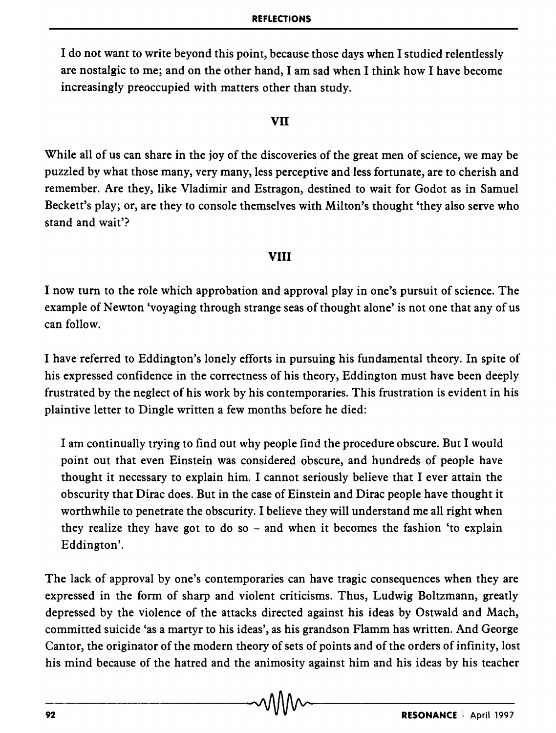I do not want to write beyond this point, because those days when I studied relentlessly are nostalgic to me; and on the other hand, I am sad when I think how I have become increasingly preoccupied with matters other than study.

## VII

While all of us can share in the joy of the discoveries of the great men of science, we may be puzzled by what those many, very many, less perceptive and less fortunate, are to cherish and remember. Are they, like Vladimir and Estragon, destined to wait for Godot as in Samuel Beckett's play; or, are they to console themselves with Milton's thought 'they also serve who stand and wait'?

## VIII

I now turn to the role which approbation and approval play in one's pursuit of science. The example of Newton 'voyaging through strange seas of thought alone' is not one that any of us can follow.

I have referred to Eddington's lonely efforts in pursuing his fundamental theory. In spite of his expressed confidence in the correctness of his theory, Eddington must have been deeply frustrated by the neglect of his work by his contemporaries. This frustration is evident in his plaintive letter to Dingle written a few months before he died:

> I am continually trying to find out why people find the procedure obscure. But I would point out that even Einstein was considered obscure, and hundreds of people have thought it necessary to explain him. I cannot seriously believe that I ever attain the obscurity that Dirac does. But in the case of Einstein and Dirac people have thought it worthwhile to penetrate the obscurity. I believe they will understand me all right when they realize they have got to do so – and when it becomes the fashion 'to explain Eddington'.

The lack of approval by one's contemporaries can have tragic consequences when they are expressed in the form of sharp and violent criticisms. Thus, Ludwig Boltzmann, greatly depressed by the violence of the attacks directed against his ideas by Ostwald and Mach, committed suicide 'as a martyr to his ideas', as his grandson Flamm has written. And George Cantor, the originator of the modern theory of sets of points and of the orders of infinity, lost his mind because of the hatred and the animosity against him and his ideas by his teacher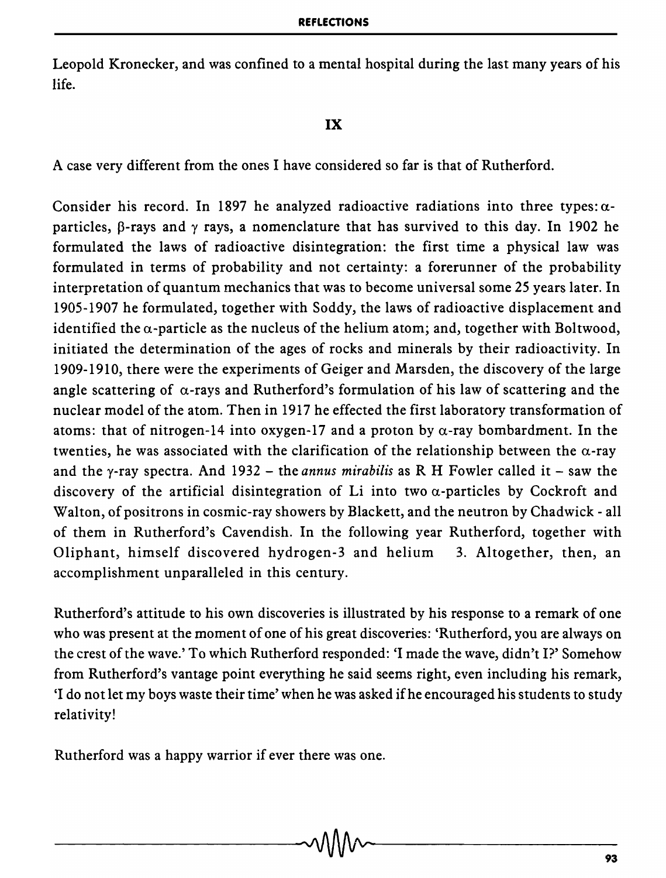Leopold Kronecker, and was confined to a mental hospital during the last many years of his life.

## IX

A case very different from the ones I have considered so far is that of Rutherford.

Consider his record. In 1897 he analyzed radioactive radiations into three types: $\alpha$-particles, $\beta$-rays and $\gamma$ rays, a nomenclature that has survived to this day. In 1902 he formulated the laws of radioactive disintegration: the first time a physical law was formulated in terms of probability and not certainty: a forerunner of the probability interpretation of quantum mechanics that was to become universal some 25 years later. In 1905-1907 he formulated, together with Soddy, the laws of radioactive displacement and identified the $\alpha$-particle as the nucleus of the helium atom; and, together with Boltwood, initiated the determination of the ages of rocks and minerals by their radioactivity. In 1909-1910, there were the experiments of Geiger and Marsden, the discovery of the large angle scattering of $\alpha$-rays and Rutherford's formulation of his law of scattering and the nuclear model of the atom. Then in 1917 he effected the first laboratory transformation of atoms: that of nitrogen-14 into oxygen-17 and a proton by $\alpha$-ray bombardment. In the twenties, he was associated with the clarification of the relationship between the $\alpha$-ray and the $\gamma$-ray spectra. And 1932 – the *annus mirabilis* as R H Fowler called it – saw the discovery of the artificial disintegration of Li into two $\alpha$-particles by Cockroft and Walton, of positrons in cosmic-ray showers by Blackett, and the neutron by Chadwick - all of them in Rutherford's Cavendish. In the following year Rutherford, together with Oliphant, himself discovered hydrogen-3 and helium 3. Altogether, then, an accomplishment unparalleled in this century.

Rutherford's attitude to his own discoveries is illustrated by his response to a remark of one who was present at the moment of one of his great discoveries: 'Rutherford, you are always on the crest of the wave.' To which Rutherford responded: 'I made the wave, didn't I?' Somehow from Rutherford's vantage point everything he said seems right, even including his remark, 'I do not let my boys waste their time' when he was asked if he encouraged his students to study relativity!

Rutherford was a happy warrior if ever there was one.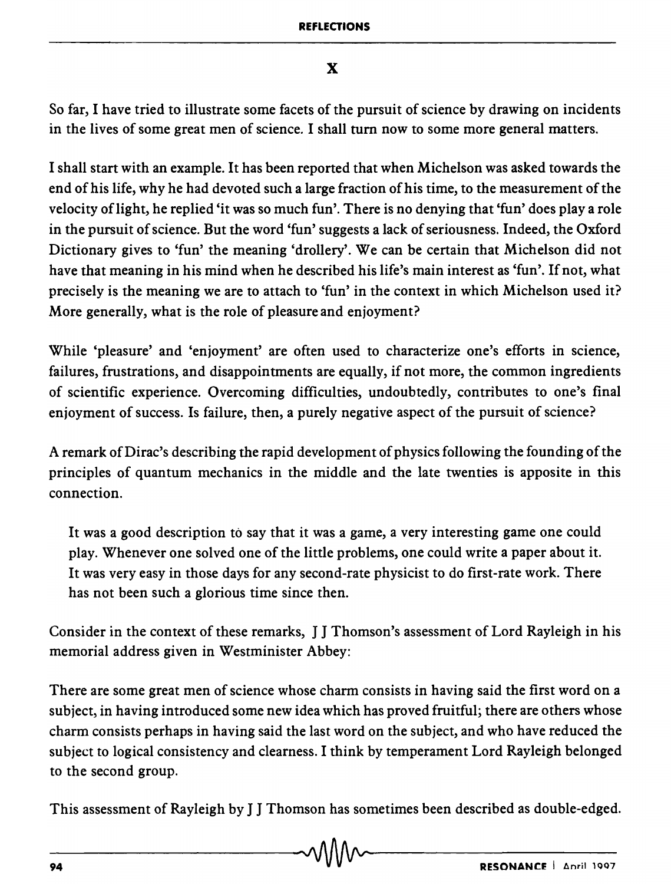## X

So far, I have tried to illustrate some facets of the pursuit of science by drawing on incidents in the lives of some great men of science. I shall turn now to some more general matters.

I shall start with an example. It has been reported that when Michelson was asked towards the end of his life, why he had devoted such a large fraction of his time, to the measurement of the velocity of light, he replied 'it was so much fun'. There is no denying that 'fun' does play a role in the pursuit of science. But the word 'fun' suggests a lack of seriousness. Indeed, the Oxford Dictionary gives to 'fun' the meaning 'drollery'. We can be certain that Michelson did not have that meaning in his mind when he described his life's main interest as 'fun'. If not, what precisely is the meaning we are to attach to 'fun' in the context in which Michelson used it? More generally, what is the role of pleasure and enjoyment?

While 'pleasure' and 'enjoyment' are often used to characterize one's efforts in science, failures, frustrations, and disappointments are equally, if not more, the common ingredients of scientific experience. Overcoming difficulties, undoubtedly, contributes to one's final enjoyment of success. Is failure, then, a purely negative aspect of the pursuit of science?

A remark of Dirac's describing the rapid development of physics following the founding of the principles of quantum mechanics in the middle and the late twenties is apposite in this connection.

> It was a good description to say that it was a game, a very interesting game one could play. Whenever one solved one of the little problems, one could write a paper about it. It was very easy in those days for any second-rate physicist to do first-rate work. There has not been such a glorious time since then.

Consider in the context of these remarks, J J Thomson's assessment of Lord Rayleigh in his memorial address given in Westminister Abbey:

There are some great men of science whose charm consists in having said the first word on a subject, in having introduced some new idea which has proved fruitful; there are others whose charm consists perhaps in having said the last word on the subject, and who have reduced the subject to logical consistency and clearness. I think by temperament Lord Rayleigh belonged to the second group.

This assessment of Rayleigh by J J Thomson has sometimes been described as double-edged.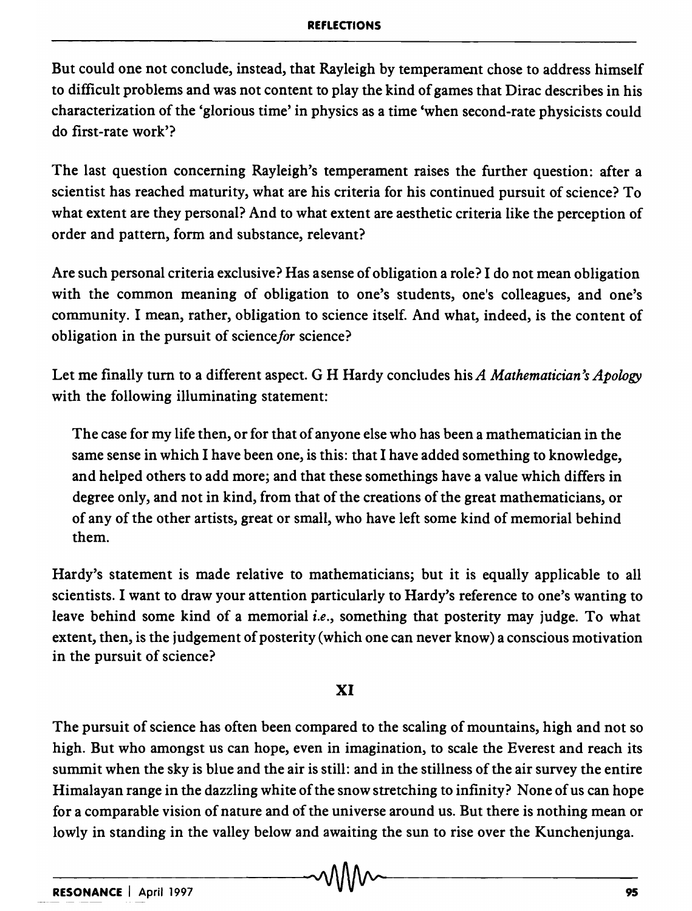But could one not conclude, instead, that Rayleigh by temperament chose to address himself to difficult problems and was not content to play the kind of games that Dirac describes in his characterization of the 'glorious time' in physics as a time 'when second-rate physicists could do first-rate work'?

The last question concerning Rayleigh's temperament raises the further question: after a scientist has reached maturity, what are his criteria for his continued pursuit of science? To what extent are they personal? And to what extent are aesthetic criteria like the perception of order and pattern, form and substance, relevant?

Are such personal criteria exclusive? Has a sense of obligation a role? I do not mean obligation with the common meaning of obligation to one's students, one's colleagues, and one's community. I mean, rather, obligation to science itself. And what, indeed, is the content of obligation in the pursuit of science *for* science?

Let me finally turn to a different aspect. G H Hardy concludes his *A Mathematician's Apology* with the following illuminating statement:

> The case for my life then, or for that of anyone else who has been a mathematician in the same sense in which I have been one, is this: that I have added something to knowledge, and helped others to add more; and that these somethings have a value which differs in degree only, and not in kind, from that of the creations of the great mathematicians, or of any of the other artists, great or small, who have left some kind of memorial behind them.

Hardy's statement is made relative to mathematicians; but it is equally applicable to all scientists. I want to draw your attention particularly to Hardy's reference to one's wanting to leave behind some kind of a memorial *i.e.*, something that posterity may judge. To what extent, then, is the judgement of posterity (which one can never know) a conscious motivation in the pursuit of science?

## XI

The pursuit of science has often been compared to the scaling of mountains, high and not so high. But who amongst us can hope, even in imagination, to scale the Everest and reach its summit when the sky is blue and the air is still: and in the stillness of the air survey the entire Himalayan range in the dazzling white of the snow stretching to infinity? None of us can hope for a comparable vision of nature and of the universe around us. But there is nothing mean or lowly in standing in the valley below and awaiting the sun to rise over the Kunchenjunga.